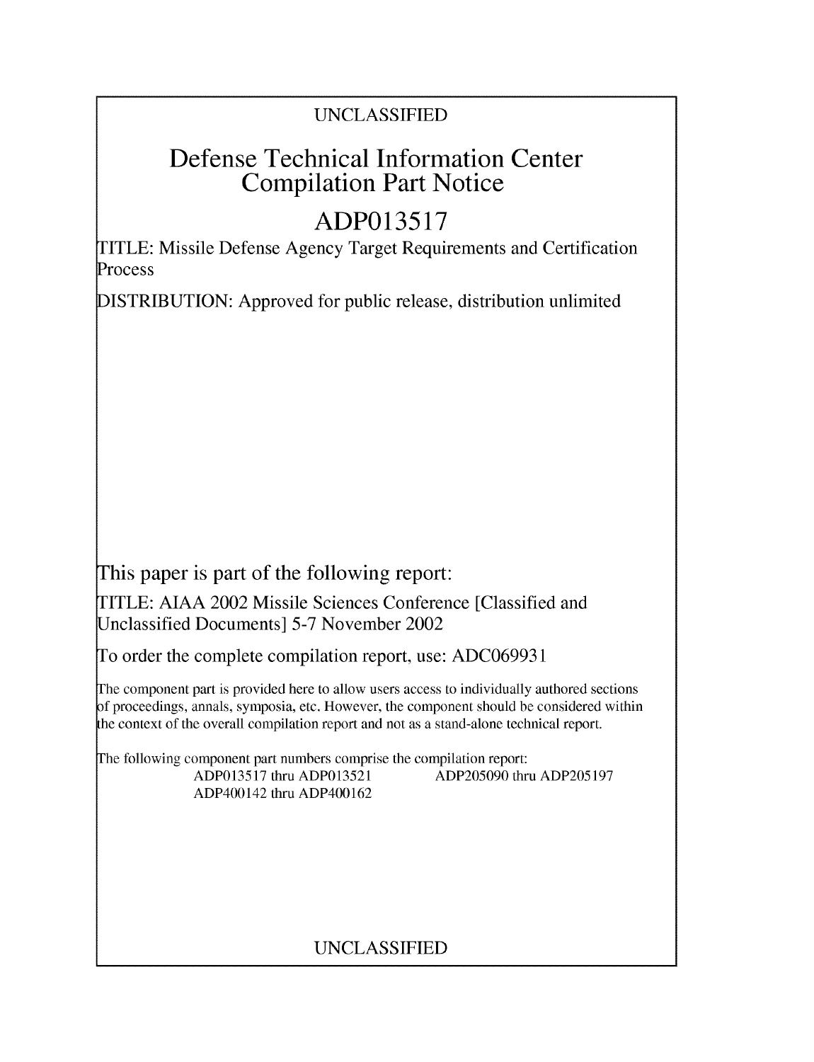UNCLASSIFIED

# Defense Technical Information Center Compilation Part Notice

# ADP013517

TITLE: Missile Defense Agency Target Requirements and Certification Process

DISTRIBUTION: Approved for public release, distribution unlimited

This paper is part of the following report:

TITLE: AIAA 2002 Missile Sciences Conference [Classified and Unclassified Documents] 5-7 November 2002

To order the complete compilation report, use: ADC069931

The component part is provided here to allow users access to individually authored sections of proceedings, annals, symposia, etc. However, the component should be considered within the context of the overall compilation report and not as a stand-alone technical report.

The following component part numbers comprise the compilation report:

ADP013517 thru ADP013521 ADP205090 thru ADP205197
ADP400142 thru ADP400162

UNCLASSIFIED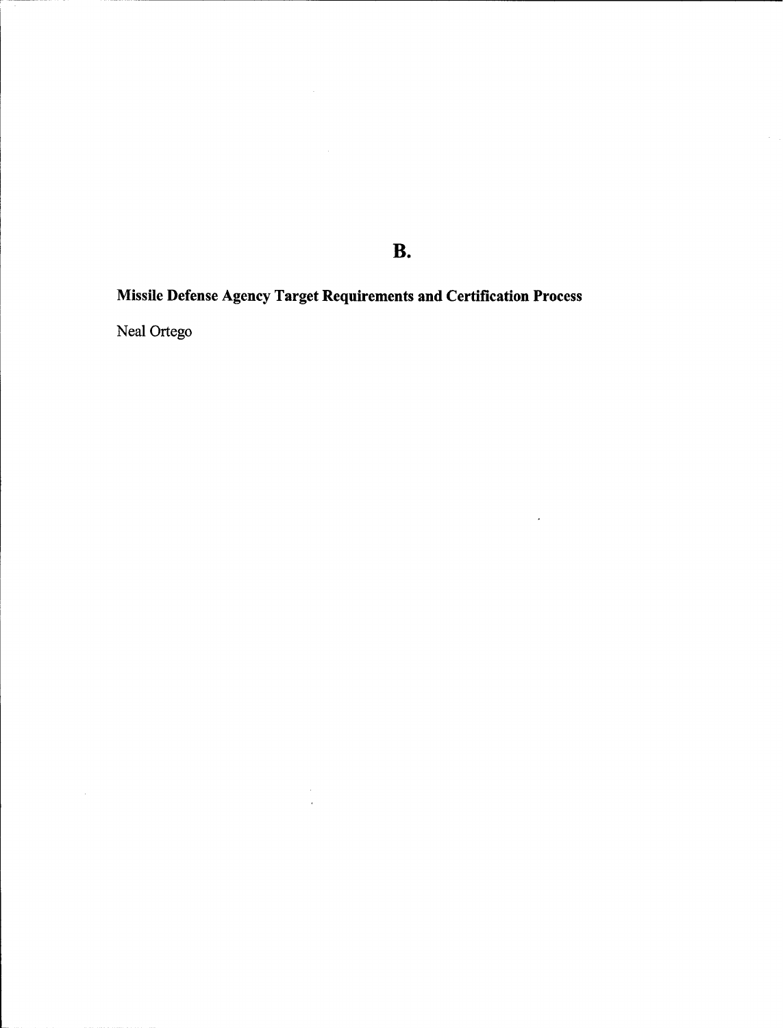# B.

## Missile Defense Agency Target Requirements and Certification Process

Neal Ortego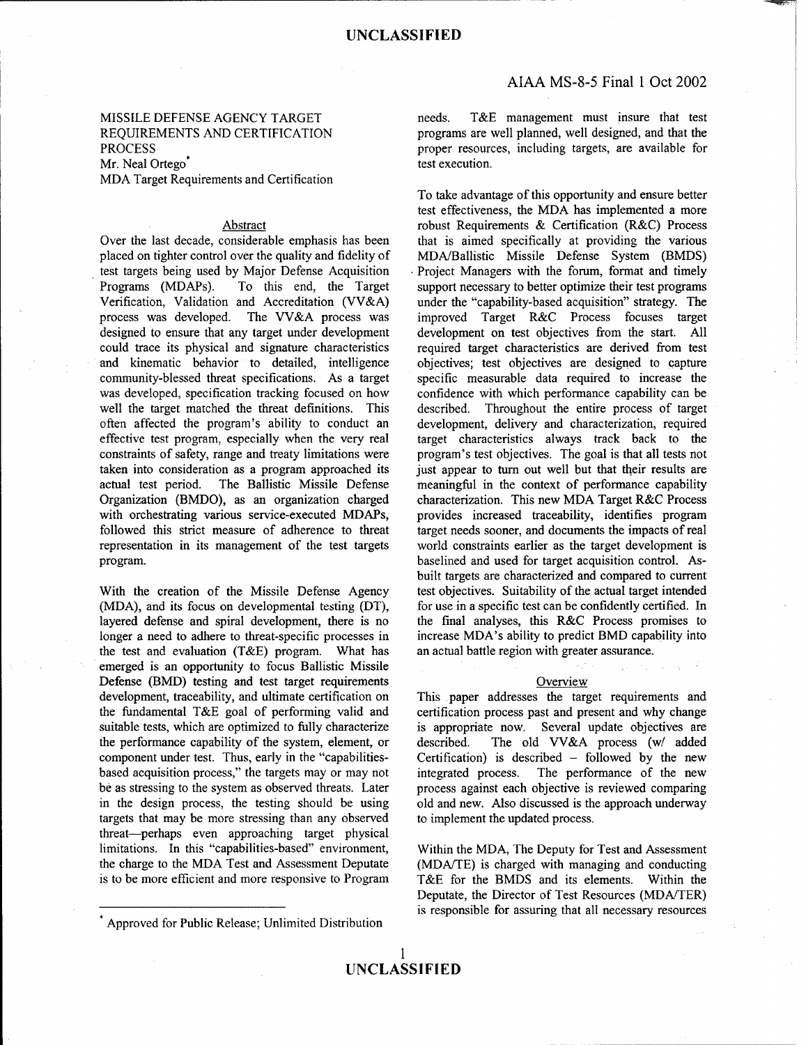MISSILE DEFENSE AGENCY TARGET REQUIREMENTS AND CERTIFICATION PROCESS

Mr. Neal Ortego*

MDA Target Requirements and Certification

## Abstract

Over the last decade, considerable emphasis has been placed on tighter control over the quality and fidelity of test targets being used by Major Defense Acquisition Programs (MDAPs). To this end, the Target Verification, Validation and Accreditation (VV&A) process was developed. The VV&A process was designed to ensure that any target under development could trace its physical and signature characteristics and kinematic behavior to detailed, intelligence community-blessed threat specifications. As a target was developed, specification tracking focused on how well the target matched the threat definitions. This often affected the program's ability to conduct an effective test program, especially when the very real constraints of safety, range and treaty limitations were taken into consideration as a program approached its actual test period. The Ballistic Missile Defense Organization (BMDO), as an organization charged with orchestrating various service-executed MDAPs, followed this strict measure of adherence to threat representation in its management of the test targets program.

With the creation of the Missile Defense Agency (MDA), and its focus on developmental testing (DT), layered defense and spiral development, there is no longer a need to adhere to threat-specific processes in the test and evaluation (T&E) program. What has emerged is an opportunity to focus Ballistic Missile Defense (BMD) testing and test target requirements development, traceability, and ultimate certification on the fundamental T&E goal of performing valid and suitable tests, which are optimized to fully characterize the performance capability of the system, element, or component under test. Thus, early in the "capabilities-based acquisition process," the targets may or may not be as stressing to the system as observed threats. Later in the design process, the testing should be using targets that may be more stressing than any observed threat—perhaps even approaching target physical limitations. In this "capabilities-based" environment, the charge to the MDA Test and Assessment Deputate is to be more efficient and more responsive to Program needs. T&E management must insure that test programs are well planned, well designed, and that the proper resources, including targets, are available for test execution.

To take advantage of this opportunity and ensure better test effectiveness, the MDA has implemented a more robust Requirements & Certification (R&C) Process that is aimed specifically at providing the various MDA/Ballistic Missile Defense System (BMDS) Project Managers with the forum, format and timely support necessary to better optimize their test programs under the "capability-based acquisition" strategy. The improved Target R&C Process focuses target development on test objectives from the start. All required target characteristics are derived from test objectives; test objectives are designed to capture specific measurable data required to increase the confidence with which performance capability can be described. Throughout the entire process of target development, delivery and characterization, required target characteristics always track back to the program's test objectives. The goal is that all tests not just appear to turn out well but that their results are meaningful in the context of performance capability characterization. This new MDA Target R&C Process provides increased traceability, identifies program target needs sooner, and documents the impacts of real world constraints earlier as the target development is baselined and used for target acquisition control. As-built targets are characterized and compared to current test objectives. Suitability of the actual target intended for use in a specific test can be confidently certified. In the final analyses, this R&C Process promises to increase MDA's ability to predict BMD capability into an actual battle region with greater assurance.

## Overview

This paper addresses the target requirements and certification process past and present and why change is appropriate now. Several update objectives are described. The old VV&A process (w/ added Certification) is described – followed by the new integrated process. The performance of the new process against each objective is reviewed comparing old and new. Also discussed is the approach underway to implement the updated process.

Within the MDA, The Deputy for Test and Assessment (MDA/TE) is charged with managing and conducting T&E for the BMDS and its elements. Within the Deputate, the Director of Test Resources (MDA/TER) is responsible for assuring that all necessary resources

* Approved for Public Release; Unlimited Distribution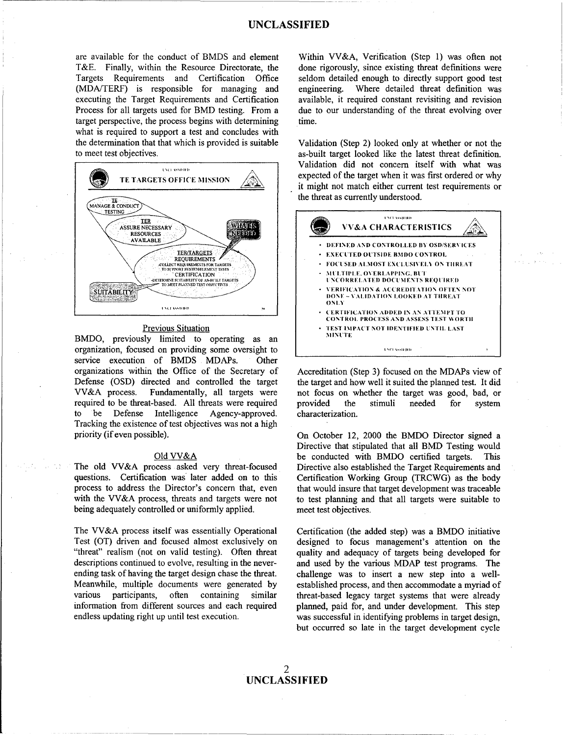are available for the conduct of BMDS and element T&E. Finally, within the Resource Directorate, the Targets Requirements and Certification Office (MDA/TERF) is responsible for managing and executing the Target Requirements and Certification Process for all targets used for BMD testing. From a target perspective, the process begins with determining what is required to support a test and concludes with the determination that that which is provided is suitable to meet test objectives.

TE TARGETS OFFICE MISSION

- TE: MANAGE & CONDUCT TESTING
- TER: ASSURE NECESSARY RESOURCES AVAILABLE
- TER/TARGETS: REQUIREMENTS
  - COLLECT REQUIREMENTS FOR TARGETS TO SUPPORT SYSTEM/ELEMENT TESTS
- CERTIFICATION
  - DETERMINE SUITABILITY OF AS-BUILT TARGETS TO MEET PLANNED TEST OBJECTIVES
- WHAT'S NEEDED
- SUITABILITY

## Previous Situation

BMDO, previously limited to operating as an organization, focused on providing some oversight to service execution of BMDS MDAPs. Other organizations within the Office of the Secretary of Defense (OSD) directed and controlled the target VV&A process. Fundamentally, all targets were required to be threat-based. All threats were required to be Defense Intelligence Agency-approved. Tracking the existence of test objectives was not a high priority (if even possible).

## Old VV&A

The old VV&A process asked very threat-focused questions. Certification was later added on to this process to address the Director's concern that, even with the VV&A process, threats and targets were not being adequately controlled or uniformly applied.

The VV&A process itself was essentially Operational Test (OT) driven and focused almost exclusively on "threat" realism (not on valid testing). Often threat descriptions continued to evolve, resulting in the never-ending task of having the target design chase the threat. Meanwhile, multiple documents were generated by various participants, often containing similar information from different sources and each required endless updating right up until test execution.

Within VV&A, Verification (Step 1) was often not done rigorously, since existing threat definitions were seldom detailed enough to directly support good test engineering. Where detailed threat definition was available, it required constant revisiting and revision due to our understanding of the threat evolving over time.

Validation (Step 2) looked only at whether or not the as-built target looked like the latest threat definition. Validation did not concern itself with what was expected of the target when it was first ordered or why it might not match either current test requirements or the threat as currently understood.

VV&A CHARACTERISTICS

- DEFINED AND CONTROLLED BY OSD/SERVICES
- EXECUTED OUTSIDE BMDO CONTROL
- FOCUSED ALMOST EXCLUSIVELY ON THREAT
- MULTIPLE, OVERLAPPING, BUT UNCORRELATED DOCUMENTS REQUIRED
- VERIFICATION & ACCREDITATION OFTEN NOT DONE – VALIDATION LOOKED AT THREAT ONLY
- CERTIFICATION ADDED IN AN ATTEMPT TO CONTROL PROCESS AND ASSESS TEST WORTH
- TEST IMPACT NOT IDENTIFIED UNTIL LAST MINUTE

Accreditation (Step 3) focused on the MDAPs view of the target and how well it suited the planned test. It did not focus on whether the target was good, bad, or provided the stimuli needed for system characterization.

On October 12, 2000 the BMDO Director signed a Directive that stipulated that all BMD Testing would be conducted with BMDO certified targets. This Directive also established the Target Requirements and Certification Working Group (TRCWG) as the body that would insure that target development was traceable to test planning and that all targets were suitable to meet test objectives.

Certification (the added step) was a BMDO initiative designed to focus management's attention on the quality and adequacy of targets being developed for and used by the various MDAP test programs. The challenge was to insert a new step into a well-established process, and then accommodate a myriad of threat-based legacy target systems that were already planned, paid for, and under development. This step was successful in identifying problems in target design, but occurred so late in the target development cycle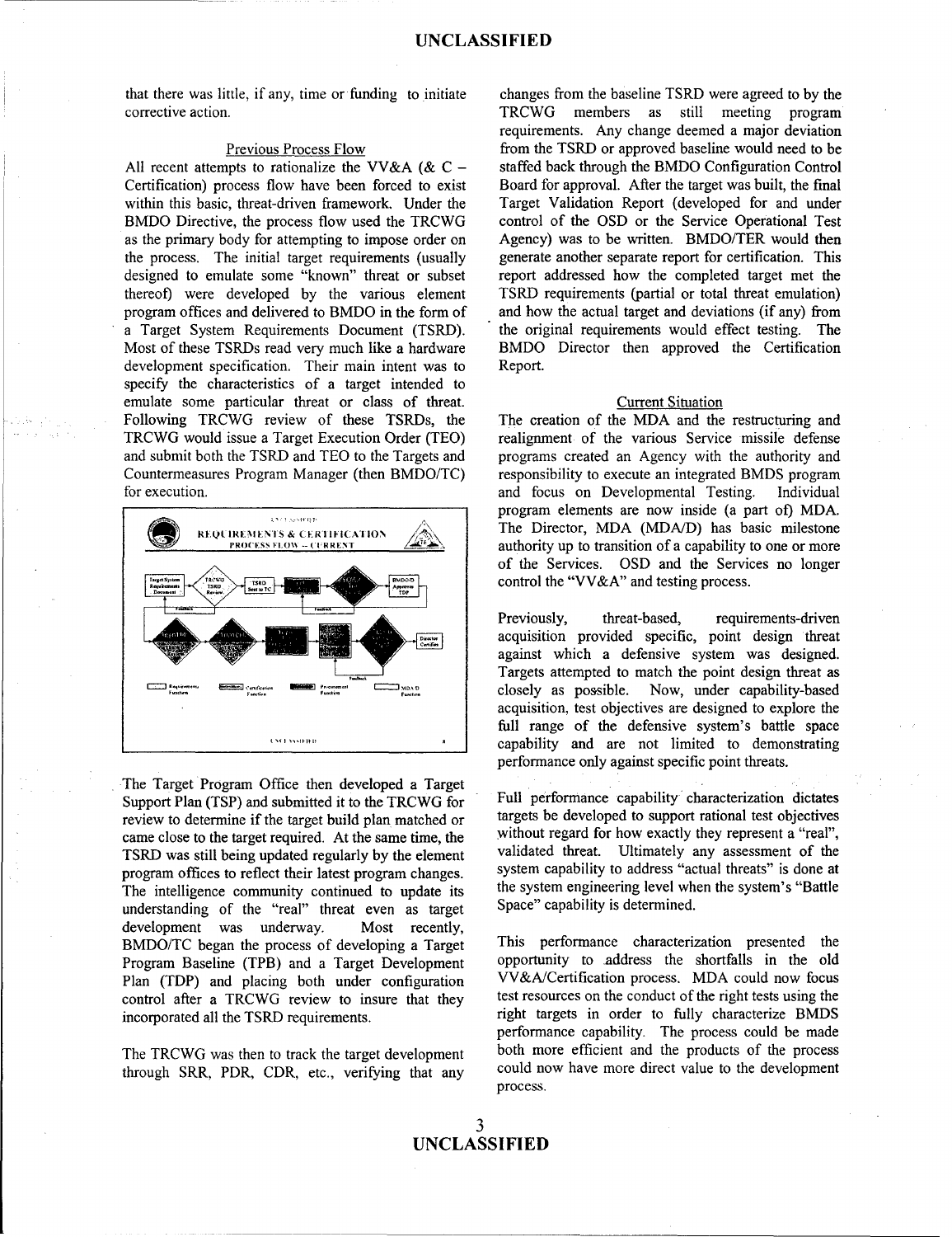that there was little, if any, time or funding to initiate corrective action.

### Previous Process Flow

All recent attempts to rationalize the VV&A (& C – Certification) process flow have been forced to exist within this basic, threat-driven framework. Under the BMDO Directive, the process flow used the TRCWG as the primary body for attempting to impose order on the process. The initial target requirements (usually designed to emulate some "known" threat or subset thereof) were developed by the various element program offices and delivered to BMDO in the form of a Target System Requirements Document (TSRD). Most of these TSRDs read very much like a hardware development specification. Their main intent was to specify the characteristics of a target intended to emulate some particular threat or class of threat. Following TRCWG review of these TSRDs, the TRCWG would issue a Target Execution Order (TEO) and submit both the TSRD and TEO to the Targets and Countermeasures Program Manager (then BMDO/TC) for execution.

The Target Program Office then developed a Target Support Plan (TSP) and submitted it to the TRCWG for review to determine if the target build plan matched or came close to the target required. At the same time, the TSRD was still being updated regularly by the element program offices to reflect their latest program changes. The intelligence community continued to update its understanding of the "real" threat even as target development was underway. Most recently, BMDO/TC began the process of developing a Target Program Baseline (TPB) and a Target Development Plan (TDP) and placing both under configuration control after a TRCWG review to insure that they incorporated all the TSRD requirements.

The TRCWG was then to track the target development through SRR, PDR, CDR, etc., verifying that any changes from the baseline TSRD were agreed to by the TRCWG members as still meeting program requirements. Any change deemed a major deviation from the TSRD or approved baseline would need to be staffed back through the BMDO Configuration Control Board for approval. After the target was built, the final Target Validation Report (developed for and under control of the OSD or the Service Operational Test Agency) was to be written. BMDO/TER would then generate another separate report for certification. This report addressed how the completed target met the TSRD requirements (partial or total threat emulation) and how the actual target and deviations (if any) from the original requirements would effect testing. The BMDO Director then approved the Certification Report.

### Current Situation

The creation of the MDA and the restructuring and realignment of the various Service missile defense programs created an Agency with the authority and responsibility to execute an integrated BMDS program and focus on Developmental Testing. Individual program elements are now inside (a part of) MDA. The Director, MDA (MDA/D) has basic milestone authority up to transition of a capability to one or more of the Services. OSD and the Services no longer control the "VV&A" and testing process.

Previously, threat-based, requirements-driven acquisition provided specific, point design threat against which a defensive system was designed. Targets attempted to match the point design threat as closely as possible. Now, under capability-based acquisition, test objectives are designed to explore the full range of the defensive system's battle space capability and are not limited to demonstrating performance only against specific point threats.

Full performance capability characterization dictates targets be developed to support rational test objectives without regard for how exactly they represent a "real", validated threat. Ultimately any assessment of the system capability to address "actual threats" is done at the system engineering level when the system's "Battle Space" capability is determined.

This performance characterization presented the opportunity to address the shortfalls in the old VV&A/Certification process. MDA could now focus test resources on the conduct of the right tests using the right targets in order to fully characterize BMDS performance capability. The process could be made both more efficient and the products of the process could now have more direct value to the development process.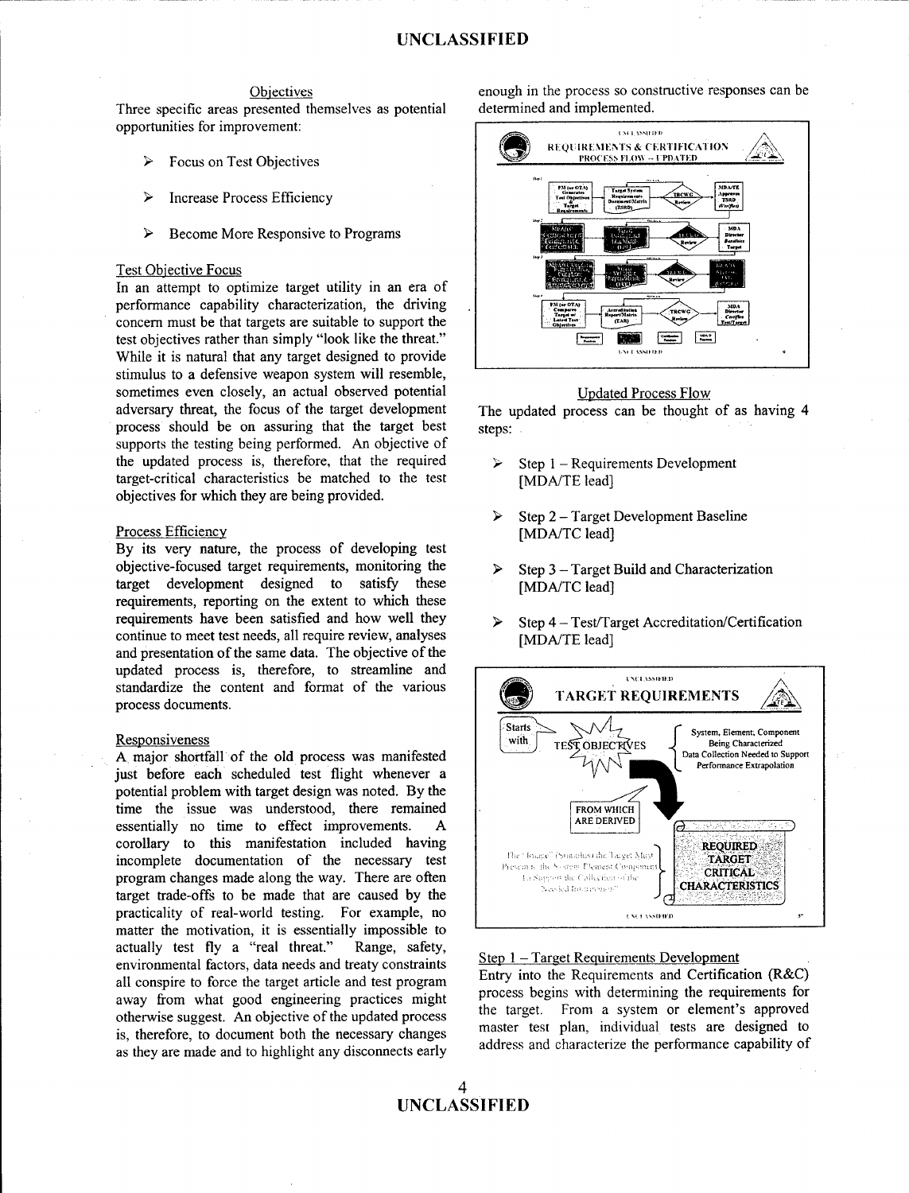### Objectives

Three specific areas presented themselves as potential opportunities for improvement:

- Focus on Test Objectives
- Increase Process Efficiency
- Become More Responsive to Programs

#### Test Objective Focus

In an attempt to optimize target utility in an era of performance capability characterization, the driving concern must be that targets are suitable to support the test objectives rather than simply "look like the threat." While it is natural that any target designed to provide stimulus to a defensive weapon system will resemble, sometimes even closely, an actual observed potential adversary threat, the focus of the target development process should be on assuring that the target best supports the testing being performed. An objective of the updated process is, therefore, that the required target-critical characteristics be matched to the test objectives for which they are being provided.

#### Process Efficiency

By its very nature, the process of developing test objective-focused target requirements, monitoring the target development designed to satisfy these requirements, reporting on the extent to which these requirements have been satisfied and how well they continue to meet test needs, all require review, analyses and presentation of the same data. The objective of the updated process is, therefore, to streamline and standardize the content and format of the various process documents.

#### Responsiveness

A major shortfall of the old process was manifested just before each scheduled test flight whenever a potential problem with target design was noted. By the time the issue was understood, there remained essentially no time to effect improvements. A corollary to this manifestation included having incomplete documentation of the necessary test program changes made along the way. There are often target trade-offs to be made that are caused by the practicality of real-world testing. For example, no matter the motivation, it is essentially impossible to actually test fly a "real threat." Range, safety, environmental factors, data needs and treaty constraints all conspire to force the target article and test program away from what good engineering practices might otherwise suggest. An objective of the updated process is, therefore, to document both the necessary changes as they are made and to highlight any disconnects early enough in the process so constructive responses can be determined and implemented.

### Updated Process Flow

The updated process can be thought of as having 4 steps:

- Step 1 – Requirements Development [MDA/TE lead]
- Step 2 – Target Development Baseline [MDA/TC lead]
- Step 3 – Target Build and Characterization [MDA/TC lead]
- Step 4 – Test/Target Accreditation/Certification [MDA/TE lead]

#### Step 1 – Target Requirements Development

Entry into the Requirements and Certification (R&C) process begins with determining the requirements for the target. From a system or element's approved master test plan, individual tests are designed to address and characterize the performance capability of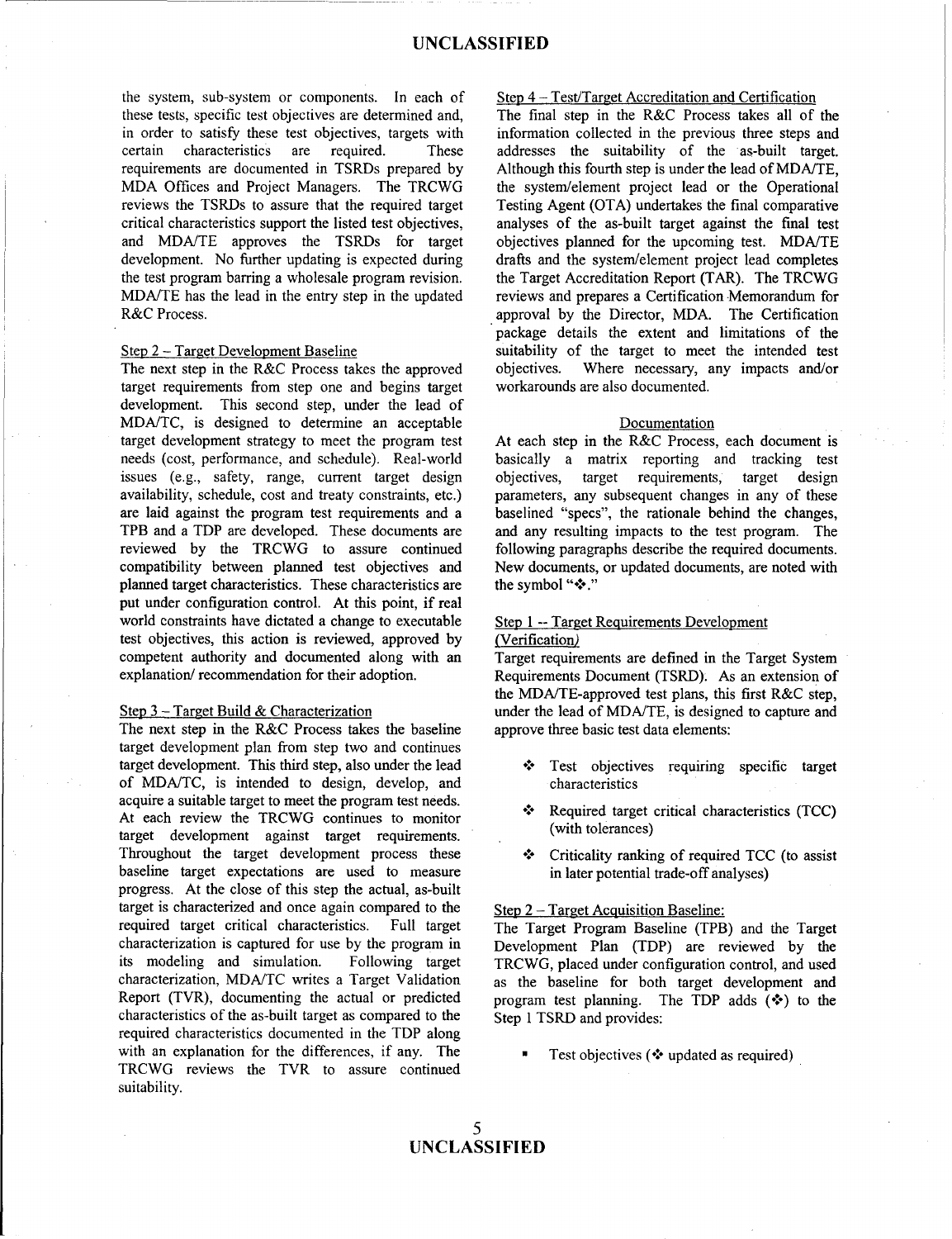the system, sub-system or components. In each of these tests, specific test objectives are determined and, in order to satisfy these test objectives, targets with certain characteristics are required. These requirements are documented in TSRDs prepared by MDA Offices and Project Managers. The TRCWG reviews the TSRDs to assure that the required target critical characteristics support the listed test objectives, and MDA/TE approves the TSRDs for target development. No further updating is expected during the test program barring a wholesale program revision. MDA/TE has the lead in the entry step in the updated R&C Process.

Step 2 – Target Development Baseline

The next step in the R&C Process takes the approved target requirements from step one and begins target development. This second step, under the lead of MDA/TC, is designed to determine an acceptable target development strategy to meet the program test needs (cost, performance, and schedule). Real-world issues (e.g., safety, range, current target design availability, schedule, cost and treaty constraints, etc.) are laid against the program test requirements and a TPB and a TDP are developed. These documents are reviewed by the TRCWG to assure continued compatibility between planned test objectives and planned target characteristics. These characteristics are put under configuration control. At this point, if real world constraints have dictated a change to executable test objectives, this action is reviewed, approved by competent authority and documented along with an explanation/ recommendation for their adoption.

Step 3 – Target Build & Characterization

The next step in the R&C Process takes the baseline target development plan from step two and continues target development. This third step, also under the lead of MDA/TC, is intended to design, develop, and acquire a suitable target to meet the program test needs. At each review the TRCWG continues to monitor target development against target requirements. Throughout the target development process these baseline target expectations are used to measure progress. At the close of this step the actual, as-built target is characterized and once again compared to the required target critical characteristics. Full target characterization is captured for use by the program in its modeling and simulation. Following target characterization, MDA/TC writes a Target Validation Report (TVR), documenting the actual or predicted characteristics of the as-built target as compared to the required characteristics documented in the TDP along with an explanation for the differences, if any. The TRCWG reviews the TVR to assure continued suitability.

Step 4 – Test/Target Accreditation and Certification

The final step in the R&C Process takes all of the information collected in the previous three steps and addresses the suitability of the as-built target. Although this fourth step is under the lead of MDA/TE, the system/element project lead or the Operational Testing Agent (OTA) undertakes the final comparative analyses of the as-built target against the final test objectives planned for the upcoming test. MDA/TE drafts and the system/element project lead completes the Target Accreditation Report (TAR). The TRCWG reviews and prepares a Certification Memorandum for approval by the Director, MDA. The Certification package details the extent and limitations of the suitability of the target to meet the intended test objectives. Where necessary, any impacts and/or workarounds are also documented.

Documentation

At each step in the R&C Process, each document is basically a matrix reporting and tracking test objectives, target requirements, target design parameters, any subsequent changes in any of these baselined "specs", the rationale behind the changes, and any resulting impacts to the test program. The following paragraphs describe the required documents. New documents, or updated documents, are noted with the symbol "❖."

Step 1 -- Target Requirements Development (Verification)

Target requirements are defined in the Target System Requirements Document (TSRD). As an extension of the MDA/TE-approved test plans, this first R&C step, under the lead of MDA/TE, is designed to capture and approve three basic test data elements:

- ❖ Test objectives requiring specific target characteristics
- ❖ Required target critical characteristics (TCC) (with tolerances)
- ❖ Criticality ranking of required TCC (to assist in later potential trade-off analyses)

Step 2 – Target Acquisition Baseline:

The Target Program Baseline (TPB) and the Target Development Plan (TDP) are reviewed by the TRCWG, placed under configuration control, and used as the baseline for both target development and program test planning. The TDP adds (❖) to the Step 1 TSRD and provides:

- Test objectives (❖ updated as required)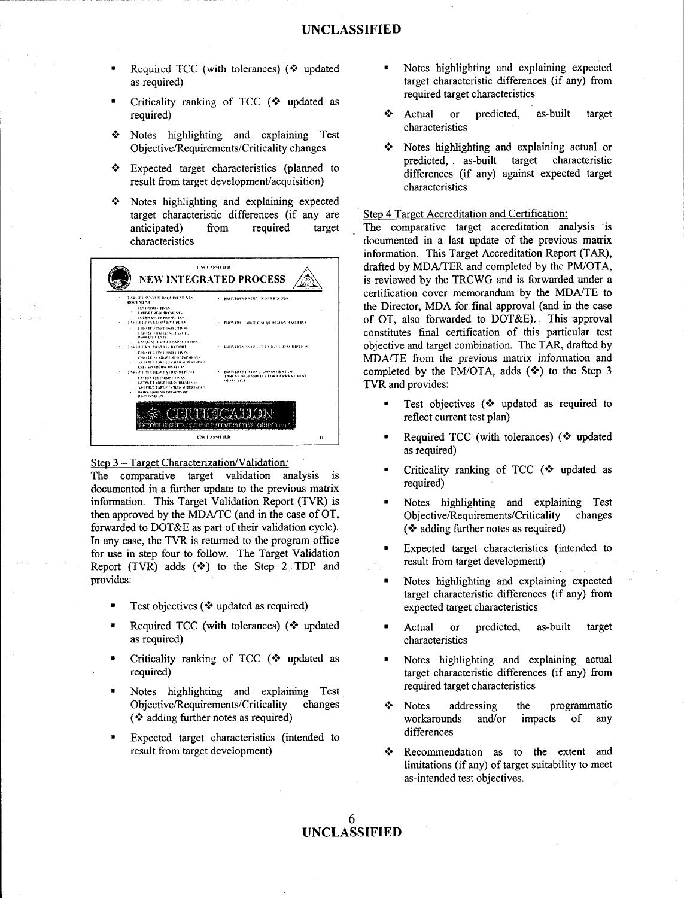- Required TCC (with tolerances) (❖ updated as required)
- Criticality ranking of TCC (❖ updated as required)

❖ Notes highlighting and explaining Test Objective/Requirements/Criticality changes

❖ Expected target characteristics (planned to result from target development/acquisition)

❖ Notes highlighting and explaining expected target characteristic differences (if any are anticipated) from required target characteristics

Step 3 – Target Characterization/Validation:

The comparative target validation analysis is documented in a further update to the previous matrix information. This Target Validation Report (TVR) is then approved by the MDA/TC (and in the case of OT, forwarded to DOT&E as part of their validation cycle). In any case, the TVR is returned to the program office for use in step four to follow. The Target Validation Report (TVR) adds (❖) to the Step 2 TDP and provides:

- Test objectives (❖ updated as required)
- Required TCC (with tolerances) (❖ updated as required)
- Criticality ranking of TCC (❖ updated as required)
- Notes highlighting and explaining Test Objective/Requirements/Criticality changes (❖ adding further notes as required)
- Expected target characteristics (intended to result from target development)
- Notes highlighting and explaining expected target characteristic differences (if any) from required target characteristics

❖ Actual or predicted, as-built target characteristics

❖ Notes highlighting and explaining actual or predicted, as-built target characteristic differences (if any) against expected target characteristics

Step 4 Target Accreditation and Certification:

The comparative target accreditation analysis is documented in a last update of the previous matrix information. This Target Accreditation Report (TAR), drafted by MDA/TER and completed by the PM/OTA, is reviewed by the TRCWG and is forwarded under a certification cover memorandum by the MDA/TE to the Director, MDA for final approval (and in the case of OT, also forwarded to DOT&E). This approval constitutes final certification of this particular test objective and target combination. The TAR, drafted by MDA/TE from the previous matrix information and completed by the PM/OTA, adds (❖) to the Step 3 TVR and provides:

- Test objectives (❖ updated as required to reflect current test plan)
- Required TCC (with tolerances) (❖ updated as required)
- Criticality ranking of TCC (❖ updated as required)
- Notes highlighting and explaining Test Objective/Requirements/Criticality changes (❖ adding further notes as required)
- Expected target characteristics (intended to result from target development)
- Notes highlighting and explaining expected target characteristic differences (if any) from expected target characteristics
- Actual or predicted, as-built target characteristics
- Notes highlighting and explaining actual target characteristic differences (if any) from required target characteristics

❖ Notes addressing the programmatic workarounds and/or impacts of any differences

❖ Recommendation as to the extent and limitations (if any) of target suitability to meet as-intended test objectives.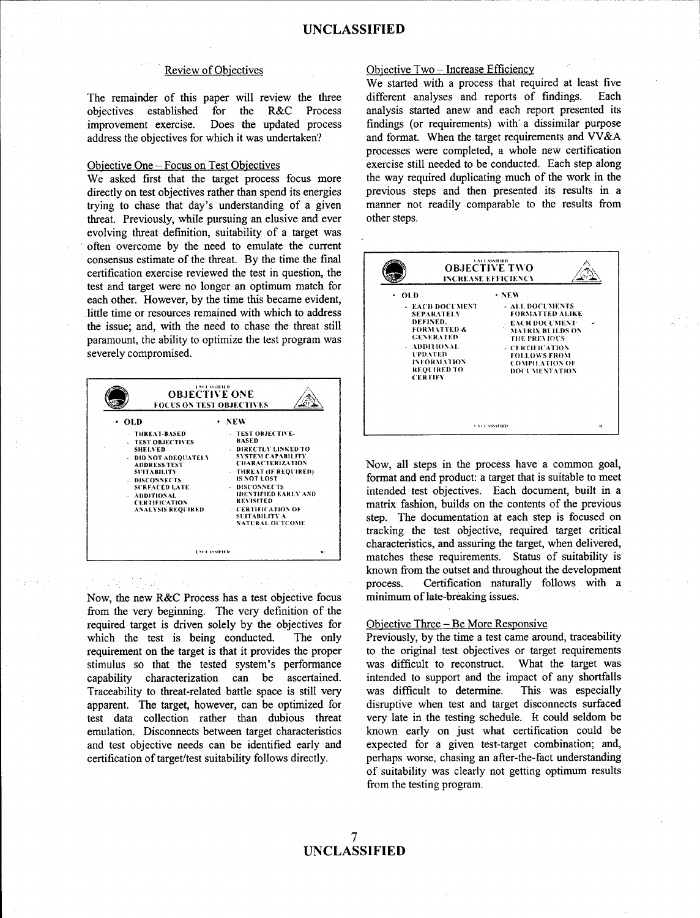## Review of Objectives

The remainder of this paper will review the three objectives established for the R&C Process improvement exercise. Does the updated process address the objectives for which it was undertaken?

### Objective One – Focus on Test Objectives

We asked first that the target process focus more directly on test objectives rather than spend its energies trying to chase that day's understanding of a given threat. Previously, while pursuing an elusive and ever evolving threat definition, suitability of a target was often overcome by the need to emulate the current consensus estimate of the threat. By the time the final certification exercise reviewed the test in question, the test and target were no longer an optimum match for each other. However, by the time this became evident, little time or resources remained with which to address the issue; and, with the need to chase the threat still paramount, the ability to optimize the test program was severely compromised.

UNCLASSIFIED

**OBJECTIVE ONE**
**FOCUS ON TEST OBJECTIVES**

- OLD
  - THREAT-BASED
  - TEST OBJECTIVES SHELVED
  - DID NOT ADEQUATELY ADDRESS TEST SUITABILITY
  - DISCONNECTS SURFACED LATE
  - ADDITIONAL CERTIFICATION ANALYSIS REQUIRED
- NEW
  - TEST OBJECTIVE-BASED
  - DIRECTLY LINKED TO SYSTEM CAPABILITY CHARACTERIZATION
  - THREAT (IF REQUIRED) IS NOT LOST
  - DISCONNECTS IDENTIFIED EARLY AND REVISITED
  - CERTIFICATION OF SUITABILITY A NATURAL OUTCOME

UNCLASSIFIED

Now, the new R&C Process has a test objective focus from the very beginning. The very definition of the required target is driven solely by the objectives for which the test is being conducted. The only requirement on the target is that it provides the proper stimulus so that the tested system's performance capability characterization can be ascertained. Traceability to threat-related battle space is still very apparent. The target, however, can be optimized for test data collection rather than dubious threat emulation. Disconnects between target characteristics and test objective needs can be identified early and certification of target/test suitability follows directly.

### Objective Two – Increase Efficiency

We started with a process that required at least five different analyses and reports of findings. Each analysis started anew and each report presented its findings (or requirements) with a dissimilar purpose and format. When the target requirements and VV&A processes were completed, a whole new certification exercise still needed to be conducted. Each step along the way required duplicating much of the work in the previous steps and then presented its results in a manner not readily comparable to the results from other steps.

UNCLASSIFIED

**OBJECTIVE TWO**
**INCREASE EFFICIENCY**

- OLD
  - EACH DOCUMENT SEPARATELY DEFINED, FORMATTED & GENERATED
  - ADDITIONAL UPDATED INFORMATION REQUIRED TO CERTIFY
- NEW
  - ALL DOCUMENTS FORMATTED ALIKE
  - EACH DOCUMENT-MATRIX BUILDS ON THE PREVIOUS
  - CERTIFICATION FOLLOWS FROM COMPILATION OF DOCUMENTATION

UNCLASSIFIED

Now, all steps in the process have a common goal, format and end product: a target that is suitable to meet intended test objectives. Each document, built in a matrix fashion, builds on the contents of the previous step. The documentation at each step is focused on tracking the test objective, required target critical characteristics, and assuring the target, when delivered, matches these requirements. Status of suitability is known from the outset and throughout the development process. Certification naturally follows with a minimum of late-breaking issues.

### Objective Three – Be More Responsive

Previously, by the time a test came around, traceability to the original test objectives or target requirements was difficult to reconstruct. What the target was intended to support and the impact of any shortfalls was difficult to determine. This was especially disruptive when test and target disconnects surfaced very late in the testing schedule. It could seldom be known early on just what certification could be expected for a given test-target combination; and, perhaps worse, chasing an after-the-fact understanding of suitability was clearly not getting optimum results from the testing program.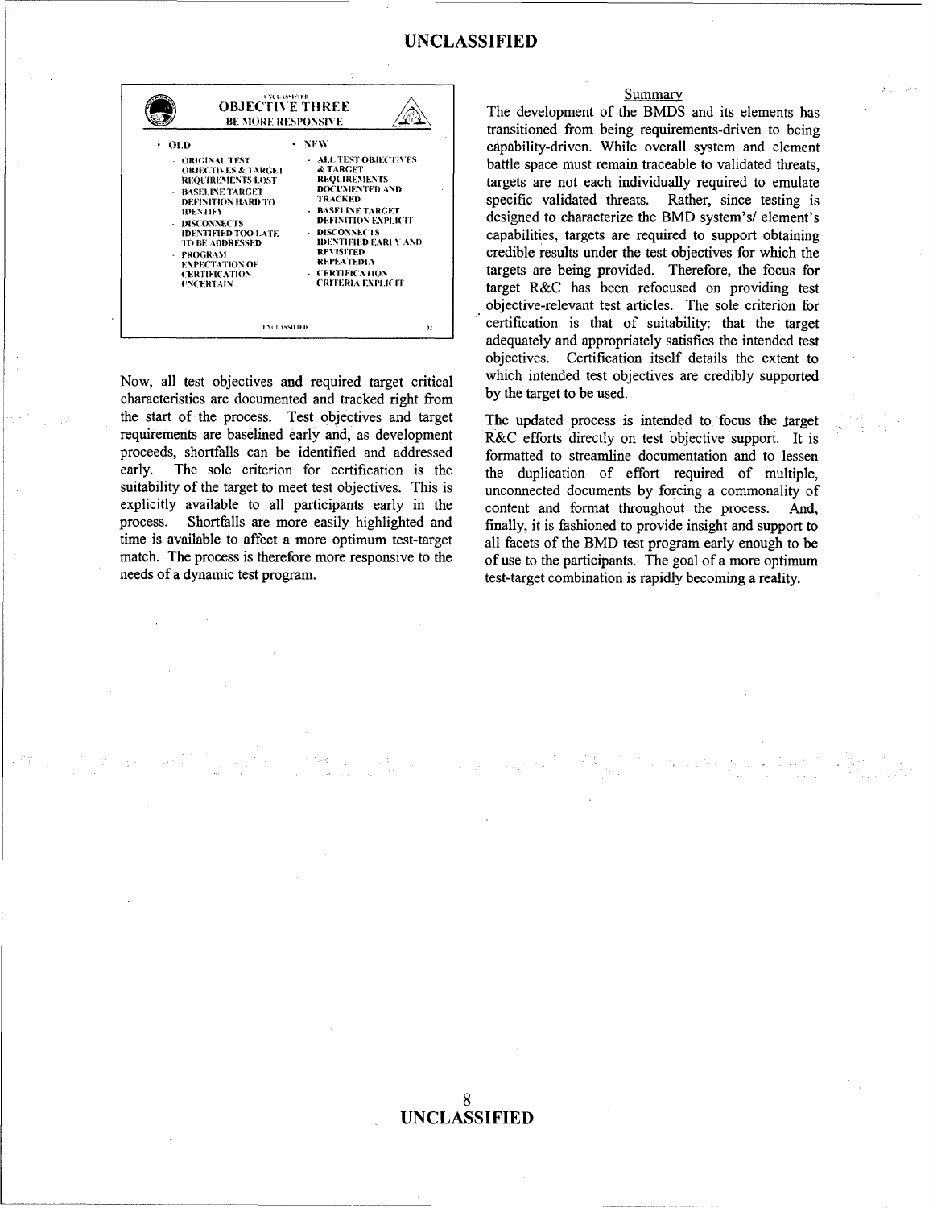UNCLASSIFIED

OBJECTIVE THREE

BE MORE RESPONSIVE

- OLD
  - ORIGINAL TEST OBJECTIVES & TARGET REQUIREMENTS LOST
  - BASELINE TARGET DEFINITION HARD TO IDENTIFY
  - DISCONNECTS IDENTIFIED TOO LATE TO BE ADDRESSED
  - PROGRAM EXPECTATION OF CERTIFICATION UNCERTAIN
- NEW
  - ALL TEST OBJECTIVES & TARGET REQUIREMENTS DOCUMENTED AND TRACKED
  - BASELINE TARGET DEFINITION EXPLICIT
  - DISCONNECTS IDENTIFIED EARLY AND REVISITED REPEATEDLY
  - CERTIFICATION CRITERIA EXPLICIT

UNCLASSIFIED

Now, all test objectives and required target critical characteristics are documented and tracked right from the start of the process. Test objectives and target requirements are baselined early and, as development proceeds, shortfalls can be identified and addressed early. The sole criterion for certification is the suitability of the target to meet test objectives. This is explicitly available to all participants early in the process. Shortfalls are more easily highlighted and time is available to affect a more optimum test-target match. The process is therefore more responsive to the needs of a dynamic test program.

## Summary

The development of the BMDS and its elements has transitioned from being requirements-driven to being capability-driven. While overall system and element battle space must remain traceable to validated threats, targets are not each individually required to emulate specific validated threats. Rather, since testing is designed to characterize the BMD system's/ element's capabilities, targets are required to support obtaining credible results under the test objectives for which the targets are being provided. Therefore, the focus for target R&C has been refocused on providing test objective-relevant test articles. The sole criterion for certification is that of suitability: that the target adequately and appropriately satisfies the intended test objectives. Certification itself details the extent to which intended test objectives are credibly supported by the target to be used.

The updated process is intended to focus the target R&C efforts directly on test objective support. It is formatted to streamline documentation and to lessen the duplication of effort required of multiple, unconnected documents by forcing a commonality of content and format throughout the process. And, finally, it is fashioned to provide insight and support to all facets of the BMD test program early enough to be of use to the participants. The goal of a more optimum test-target combination is rapidly becoming a reality.

UNCLASSIFIED